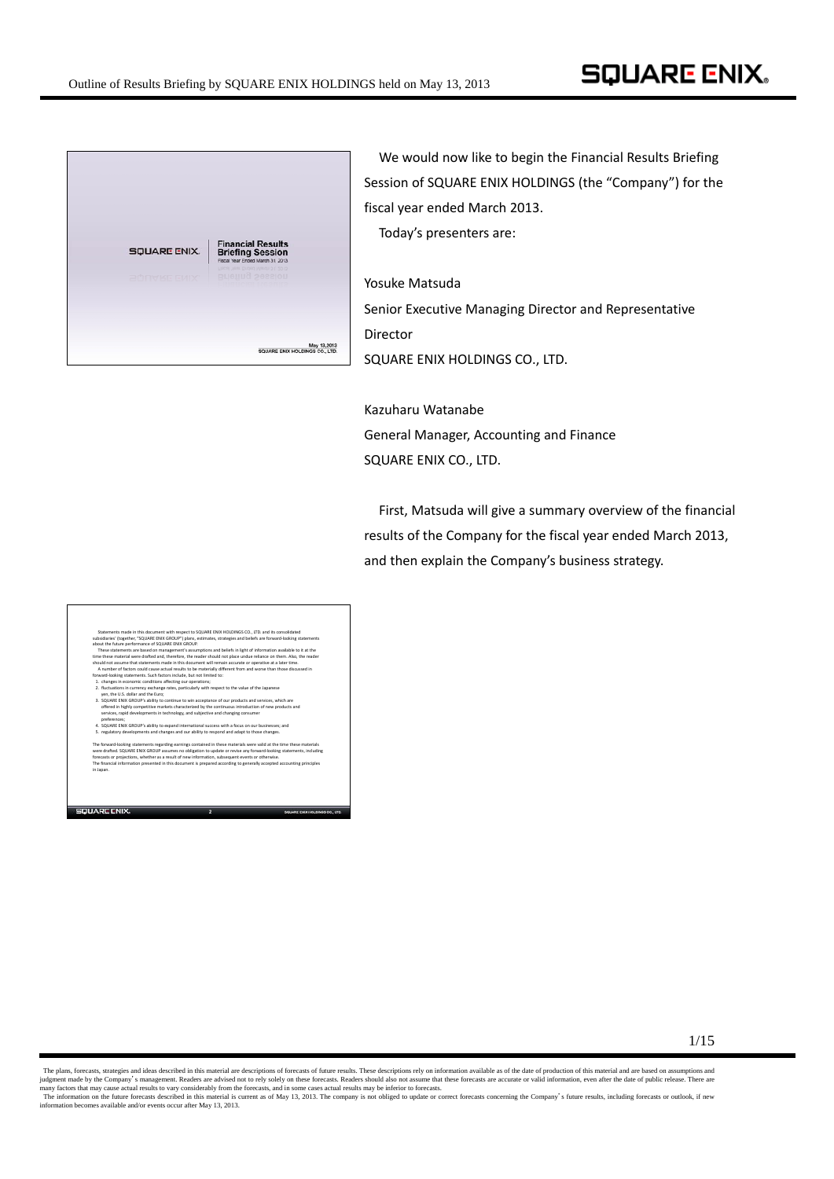We would now like to begin the Financial Results Briefing Session of SQUARE ENIX HOLDINGS (the "Company") for the fiscal year ended March 2013.

Today's presenters are:

Yosuke Matsuda
Senior Executive Managing Director and Representative Director
SQUARE ENIX HOLDINGS CO., LTD.

Kazuharu Watanabe
General Manager, Accounting and Finance
SQUARE ENIX CO., LTD.

First, Matsuda will give a summary overview of the financial results of the Company for the fiscal year ended March 2013, and then explain the Company's business strategy.

The plans, forecasts, strategies and ideas described in this material are descriptions of forecasts of future results. These descriptions rely on information available as of the date of production of this material and are based on assumptions and judgment made by the Company's management. Readers are advised not to rely solely on these forecasts. Readers should also not assume that these forecasts are accurate or valid information, even after the date of public release. There are many factors that may cause actual results to vary considerably from the forecasts, and in some cases actual results may be inferior to forecasts.

The information on the future forecasts described in this material is current as of May 13, 2013. The company is not obliged to update or correct forecasts concerning the Company's future results, including forecasts or outlook, if new information becomes available and/or events occur after May 13, 2013.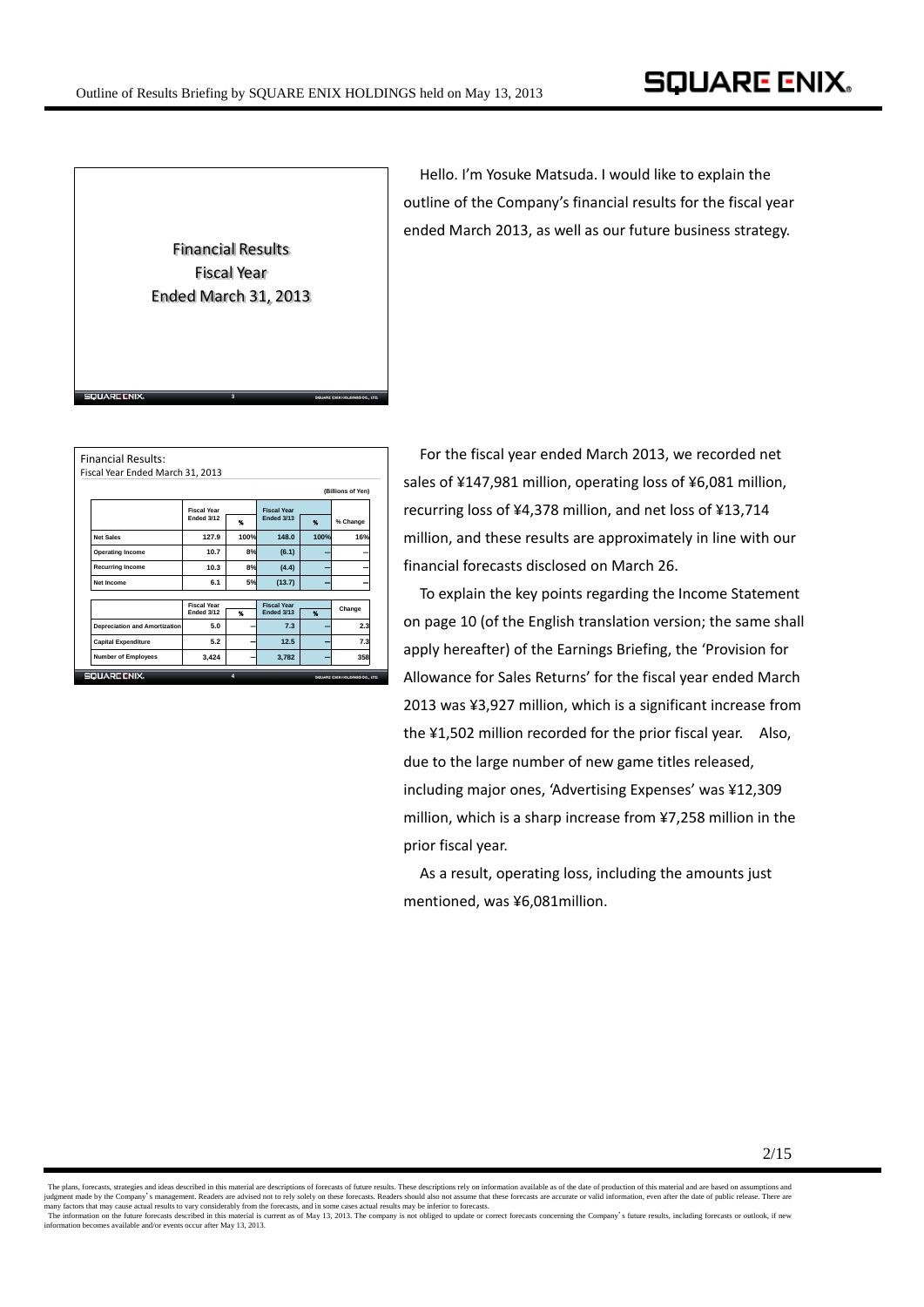## Financial Results
## Fiscal Year
## Ended March 31, 2013

Hello. I'm Yosuke Matsuda. I would like to explain the outline of the Company's financial results for the fiscal year ended March 2013, as well as our future business strategy.

### Financial Results:
Fiscal Year Ended March 31, 2013

(Billions of Yen)

| | Fiscal Year Ended 3/12 | % | Fiscal Year Ended 3/13 | % | % Change |
|---|---|---|---|---|---|
| Net Sales | 127.9 | 100% | 148.0 | 100% | 16% |
| Operating Income | 10.7 | 8% | (6.1) | – | – |
| Recurring Income | 10.3 | 8% | (4.4) | – | – |
| Net Income | 6.1 | 5% | (13.7) | – | – |

| | Fiscal Year Ended 3/12 | % | Fiscal Year Ended 3/13 | % | Change |
|---|---|---|---|---|---|
| Depreciation and Amortization | 5.0 | – | 7.3 | – | 2.3 |
| Capital Expenditure | 5.2 | – | 12.5 | – | 7.3 |
| Number of Employees | 3,424 | – | 3,782 | – | 358 |

For the fiscal year ended March 2013, we recorded net sales of ¥147,981 million, operating loss of ¥6,081 million, recurring loss of ¥4,378 million, and net loss of ¥13,714 million, and these results are approximately in line with our financial forecasts disclosed on March 26.

To explain the key points regarding the Income Statement on page 10 (of the English translation version; the same shall apply hereafter) of the Earnings Briefing, the 'Provision for Allowance for Sales Returns' for the fiscal year ended March 2013 was ¥3,927 million, which is a significant increase from the ¥1,502 million recorded for the prior fiscal year. Also, due to the large number of new game titles released, including major ones, 'Advertising Expenses' was ¥12,309 million, which is a sharp increase from ¥7,258 million in the prior fiscal year.

As a result, operating loss, including the amounts just mentioned, was ¥6,081million.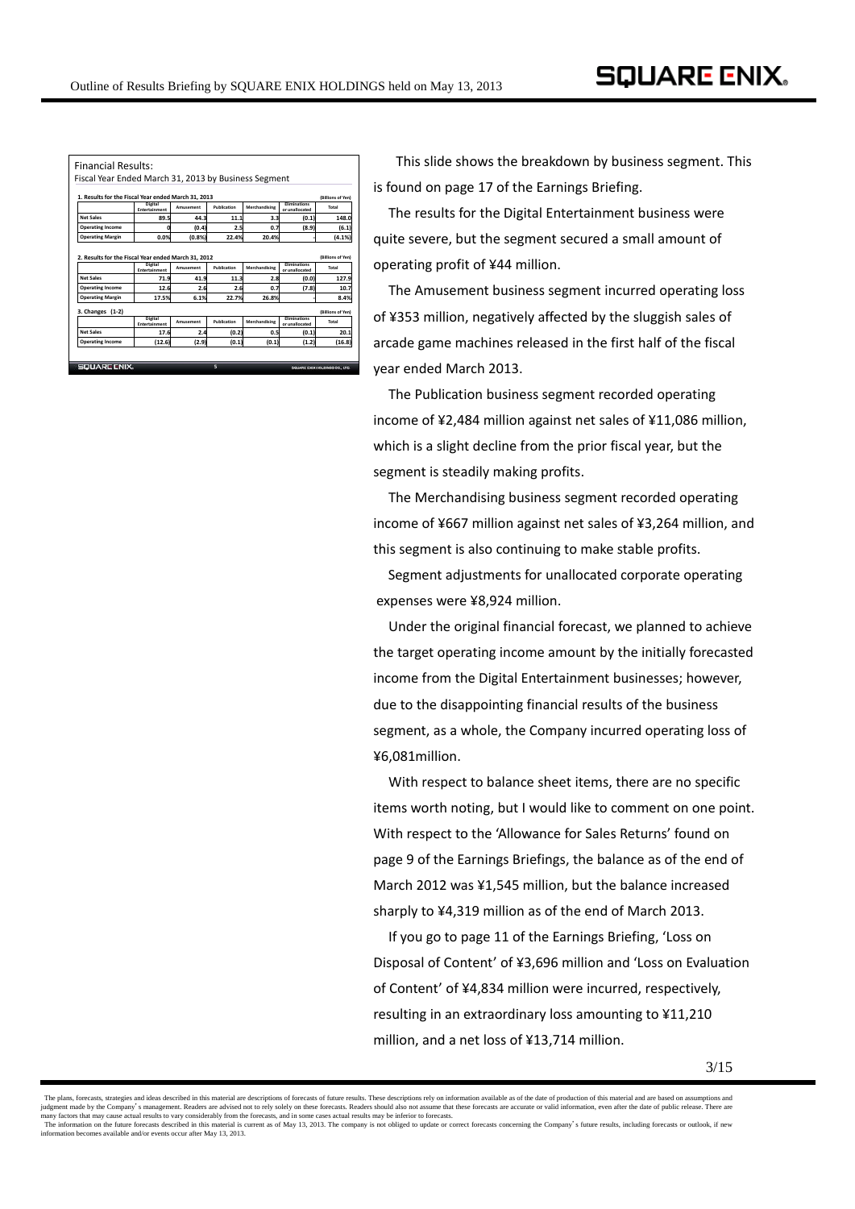## Financial Results:

Fiscal Year Ended March 31, 2013 by Business Segment

**1. Results for the Fiscal Year ended March 31, 2013** (Billions of Yen)

| | Digital Entertainment | Amusement | Publication | Merchandising | Eliminations or unallocated | Total |
|---|---|---|---|---|---|---|
| Net Sales | 89.5 | 44.3 | 11.1 | 3.3 | (0.1) | 148.0 |
| Operating Income | 0 | (0.4) | 2.5 | 0.7 | (8.9) | (6.1) |
| Operating Margin | 0.0% | (0.8%) | 22.4% | 20.4% | - | (4.1%) |

**2. Results for the Fiscal Year ended March 31, 2012** (Billions of Yen)

| | Digital Entertainment | Amusement | Publication | Merchandising | Eliminations or unallocated | Total |
|---|---|---|---|---|---|---|
| Net Sales | 71.9 | 41.9 | 11.3 | 2.8 | (0.0) | 127.9 |
| Operating Income | 12.6 | 2.6 | 2.6 | 0.7 | (7.8) | 10.7 |
| Operating Margin | 17.5% | 6.1% | 22.7% | 26.8% | - | 8.4% |

**3. Changes (1-2)** (Billions of Yen)

| | Digital Entertainment | Amusement | Publication | Merchandising | Eliminations or unallocated | Total |
|---|---|---|---|---|---|---|
| Net Sales | 17.6 | 2.4 | (0.2) | 0.5 | (0.1) | 20.1 |
| Operating Income | (12.6) | (2.9) | (0.1) | (0.1) | (1.2) | (16.8) |

This slide shows the breakdown by business segment. This is found on page 17 of the Earnings Briefing.

The results for the Digital Entertainment business were quite severe, but the segment secured a small amount of operating profit of ¥44 million.

The Amusement business segment incurred operating loss of ¥353 million, negatively affected by the sluggish sales of arcade game machines released in the first half of the fiscal year ended March 2013.

The Publication business segment recorded operating income of ¥2,484 million against net sales of ¥11,086 million, which is a slight decline from the prior fiscal year, but the segment is steadily making profits.

The Merchandising business segment recorded operating income of ¥667 million against net sales of ¥3,264 million, and this segment is also continuing to make stable profits.

Segment adjustments for unallocated corporate operating expenses were ¥8,924 million.

Under the original financial forecast, we planned to achieve the target operating income amount by the initially forecasted income from the Digital Entertainment businesses; however, due to the disappointing financial results of the business segment, as a whole, the Company incurred operating loss of ¥6,081million.

With respect to balance sheet items, there are no specific items worth noting, but I would like to comment on one point. With respect to the 'Allowance for Sales Returns' found on page 9 of the Earnings Briefings, the balance as of the end of March 2012 was ¥1,545 million, but the balance increased sharply to ¥4,319 million as of the end of March 2013.

If you go to page 11 of the Earnings Briefing, 'Loss on Disposal of Content' of ¥3,696 million and 'Loss on Evaluation of Content' of ¥4,834 million were incurred, respectively, resulting in an extraordinary loss amounting to ¥11,210 million, and a net loss of ¥13,714 million.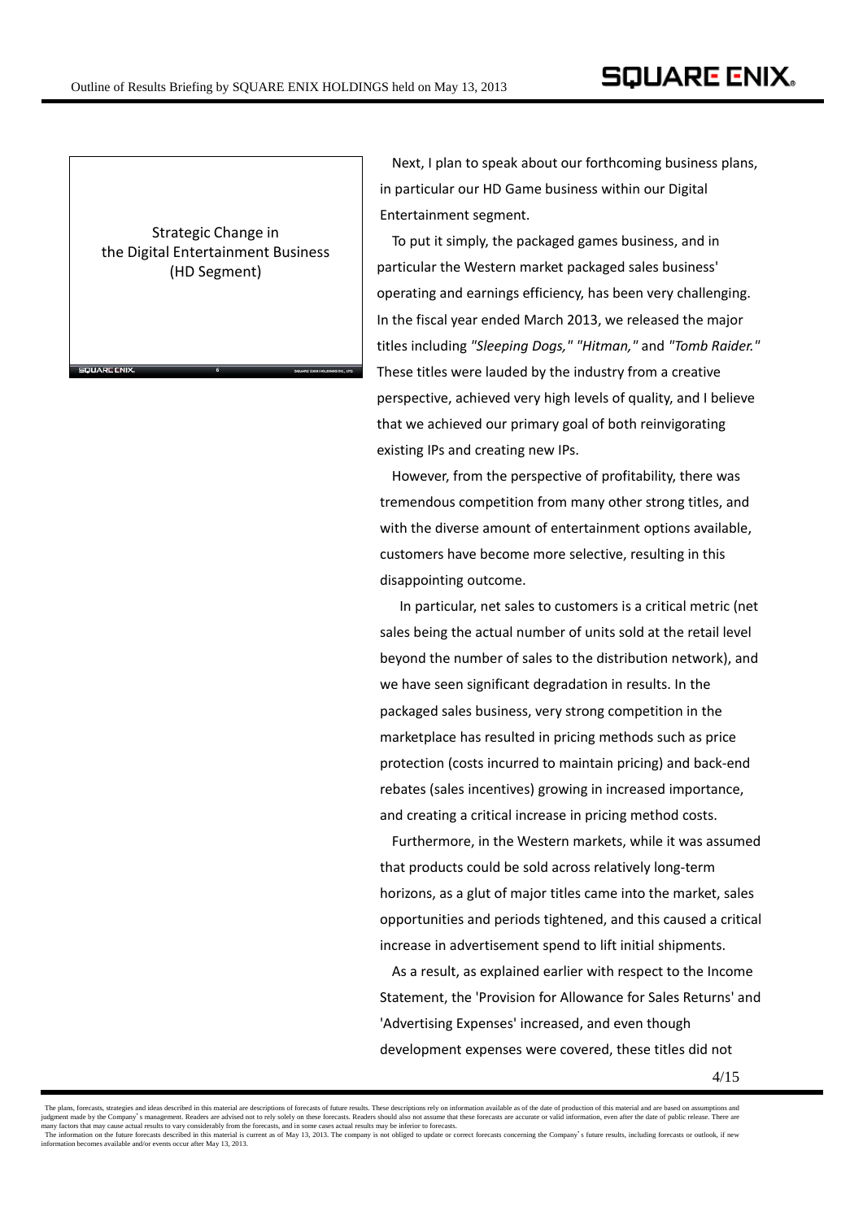Strategic Change in the Digital Entertainment Business (HD Segment)

Next, I plan to speak about our forthcoming business plans, in particular our HD Game business within our Digital Entertainment segment.

To put it simply, the packaged games business, and in particular the Western market packaged sales business' operating and earnings efficiency, has been very challenging. In the fiscal year ended March 2013, we released the major titles including *"Sleeping Dogs," "Hitman,"* and *"Tomb Raider."* These titles were lauded by the industry from a creative perspective, achieved very high levels of quality, and I believe that we achieved our primary goal of both reinvigorating existing IPs and creating new IPs.

However, from the perspective of profitability, there was tremendous competition from many other strong titles, and with the diverse amount of entertainment options available, customers have become more selective, resulting in this disappointing outcome.

In particular, net sales to customers is a critical metric (net sales being the actual number of units sold at the retail level beyond the number of sales to the distribution network), and we have seen significant degradation in results. In the packaged sales business, very strong competition in the marketplace has resulted in pricing methods such as price protection (costs incurred to maintain pricing) and back-end rebates (sales incentives) growing in increased importance, and creating a critical increase in pricing method costs.

Furthermore, in the Western markets, while it was assumed that products could be sold across relatively long-term horizons, as a glut of major titles came into the market, sales opportunities and periods tightened, and this caused a critical increase in advertisement spend to lift initial shipments.

As a result, as explained earlier with respect to the Income Statement, the 'Provision for Allowance for Sales Returns' and 'Advertising Expenses' increased, and even though development expenses were covered, these titles did not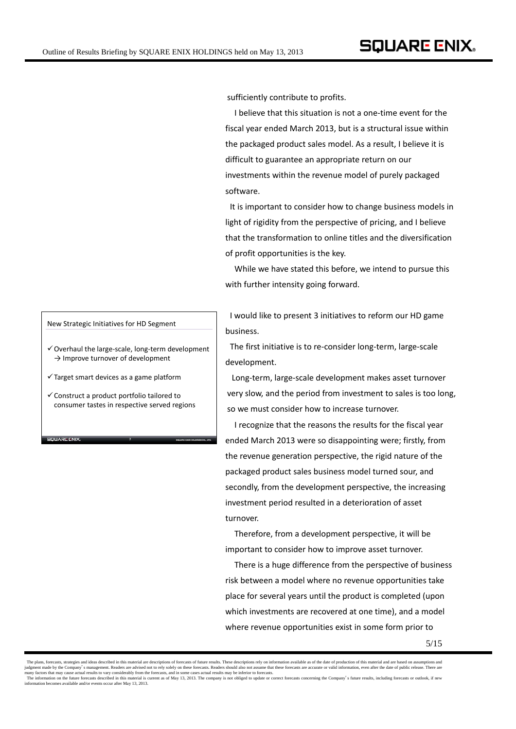sufficiently contribute to profits.

I believe that this situation is not a one-time event for the fiscal year ended March 2013, but is a structural issue within the packaged product sales model. As a result, I believe it is difficult to guarantee an appropriate return on our investments within the revenue model of purely packaged software.

It is important to consider how to change business models in light of rigidity from the perspective of pricing, and I believe that the transformation to online titles and the diversification of profit opportunities is the key.

While we have stated this before, we intend to pursue this with further intensity going forward.

**New Strategic Initiatives for HD Segment**

- ✓ Overhaul the large-scale, long-term development → Improve turnover of development
- ✓ Target smart devices as a game platform
- ✓ Construct a product portfolio tailored to consumer tastes in respective served regions

I would like to present 3 initiatives to reform our HD game business.

The first initiative is to re-consider long-term, large-scale development.

Long-term, large-scale development makes asset turnover very slow, and the period from investment to sales is too long, so we must consider how to increase turnover.

I recognize that the reasons the results for the fiscal year ended March 2013 were so disappointing were; firstly, from the revenue generation perspective, the rigid nature of the packaged product sales business model turned sour, and secondly, from the development perspective, the increasing investment period resulted in a deterioration of asset turnover.

Therefore, from a development perspective, it will be important to consider how to improve asset turnover.

There is a huge difference from the perspective of business risk between a model where no revenue opportunities take place for several years until the product is completed (upon which investments are recovered at one time), and a model where revenue opportunities exist in some form prior to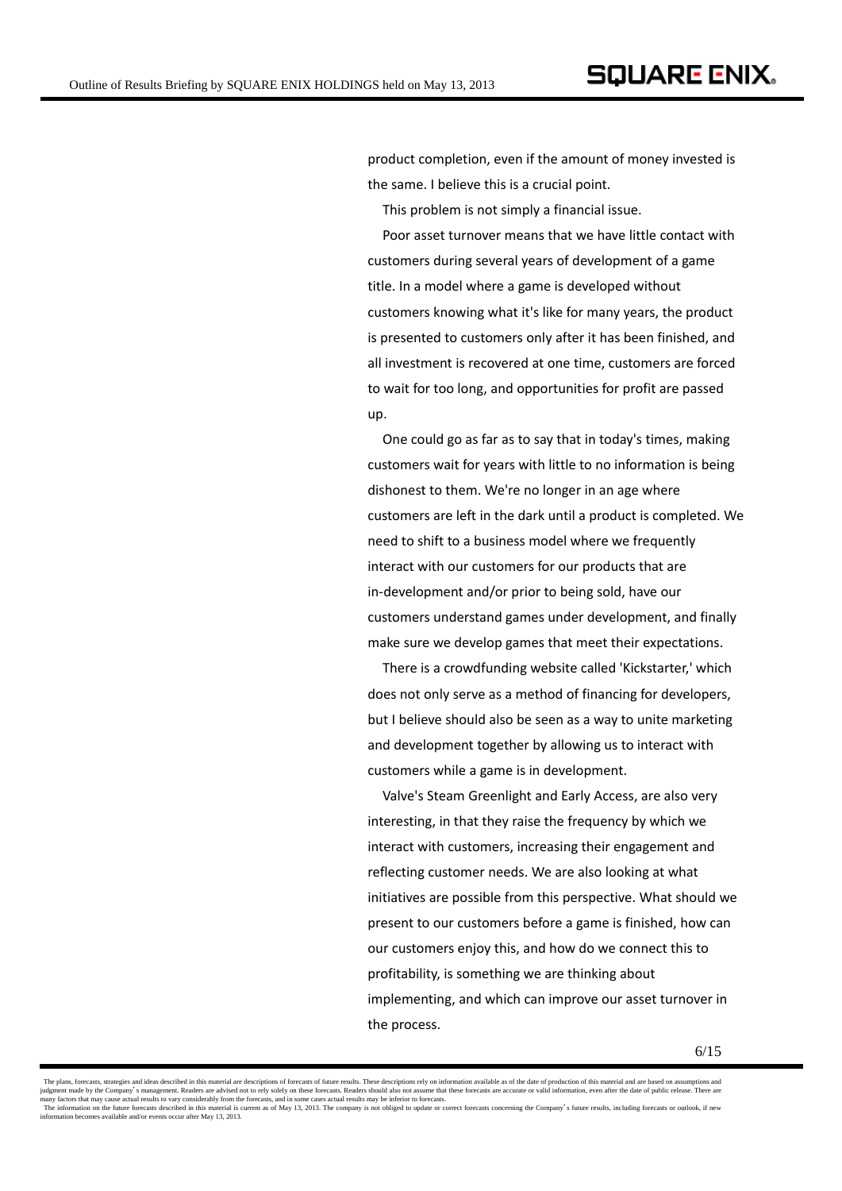product completion, even if the amount of money invested is the same. I believe this is a crucial point.

This problem is not simply a financial issue.

Poor asset turnover means that we have little contact with customers during several years of development of a game title. In a model where a game is developed without customers knowing what it's like for many years, the product is presented to customers only after it has been finished, and all investment is recovered at one time, customers are forced to wait for too long, and opportunities for profit are passed up.

One could go as far as to say that in today's times, making customers wait for years with little to no information is being dishonest to them. We're no longer in an age where customers are left in the dark until a product is completed. We need to shift to a business model where we frequently interact with our customers for our products that are in-development and/or prior to being sold, have our customers understand games under development, and finally make sure we develop games that meet their expectations.

There is a crowdfunding website called 'Kickstarter,' which does not only serve as a method of financing for developers, but I believe should also be seen as a way to unite marketing and development together by allowing us to interact with customers while a game is in development.

Valve's Steam Greenlight and Early Access, are also very interesting, in that they raise the frequency by which we interact with customers, increasing their engagement and reflecting customer needs. We are also looking at what initiatives are possible from this perspective. What should we present to our customers before a game is finished, how can our customers enjoy this, and how do we connect this to profitability, is something we are thinking about implementing, and which can improve our asset turnover in the process.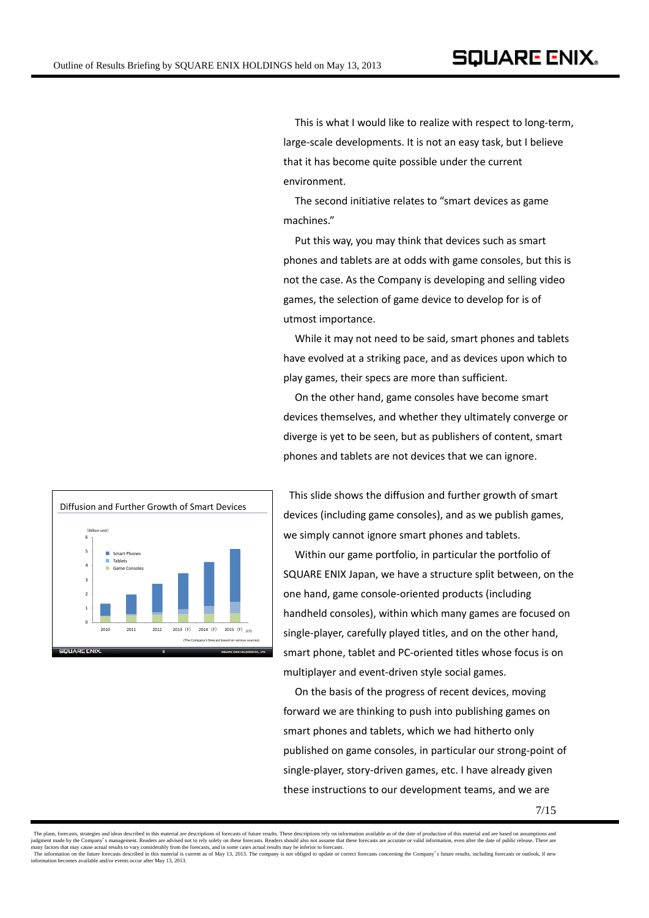This is what I would like to realize with respect to long-term, large-scale developments. It is not an easy task, but I believe that it has become quite possible under the current environment.

The second initiative relates to "smart devices as game machines."

Put this way, you may think that devices such as smart phones and tablets are at odds with game consoles, but this is not the case. As the Company is developing and selling video games, the selection of game device to develop for is of utmost importance.

While it may not need to be said, smart phones and tablets have evolved at a striking pace, and as devices upon which to play games, their specs are more than sufficient.

On the other hand, game consoles have become smart devices themselves, and whether they ultimately converge or diverge is yet to be seen, but as publishers of content, smart phones and tablets are not devices that we can ignore.

Diffusion and Further Growth of Smart Devices

This slide shows the diffusion and further growth of smart devices (including game consoles), and as we publish games, we simply cannot ignore smart phones and tablets.

Within our game portfolio, in particular the portfolio of SQUARE ENIX Japan, we have a structure split between, on the one hand, game console-oriented products (including handheld consoles), within which many games are focused on single-player, carefully played titles, and on the other hand, smart phone, tablet and PC-oriented titles whose focus is on multiplayer and event-driven style social games.

On the basis of the progress of recent devices, moving forward we are thinking to push into publishing games on smart phones and tablets, which we had hitherto only published on game consoles, in particular our strong-point of single-player, story-driven games, etc. I have already given these instructions to our development teams, and we are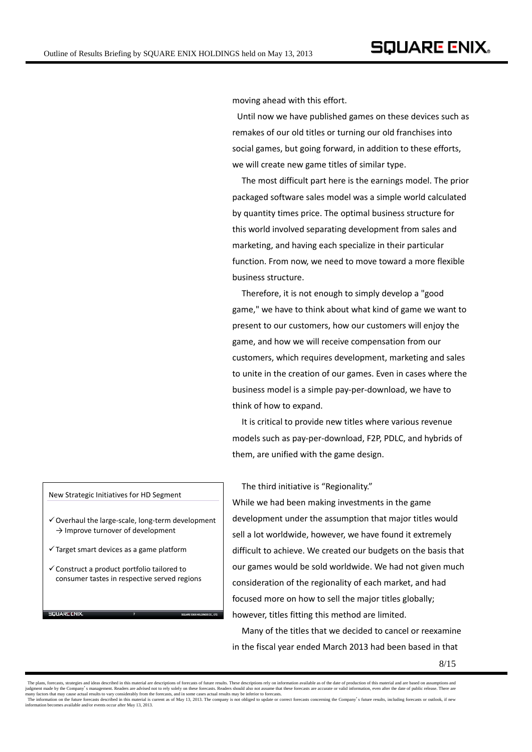moving ahead with this effort.

Until now we have published games on these devices such as remakes of our old titles or turning our old franchises into social games, but going forward, in addition to these efforts, we will create new game titles of similar type.

The most difficult part here is the earnings model. The prior packaged software sales model was a simple world calculated by quantity times price. The optimal business structure for this world involved separating development from sales and marketing, and having each specialize in their particular function. From now, we need to move toward a more flexible business structure.

Therefore, it is not enough to simply develop a "good game," we have to think about what kind of game we want to present to our customers, how our customers will enjoy the game, and how we will receive compensation from our customers, which requires development, marketing and sales to unite in the creation of our games. Even in cases where the business model is a simple pay-per-download, we have to think of how to expand.

It is critical to provide new titles where various revenue models such as pay-per-download, F2P, PDLC, and hybrids of them, are unified with the game design.

New Strategic Initiatives for HD Segment

- ✓ Overhaul the large-scale, long-term development → Improve turnover of development
- ✓ Target smart devices as a game platform
- ✓ Construct a product portfolio tailored to consumer tastes in respective served regions

The third initiative is “Regionality.”

While we had been making investments in the game development under the assumption that major titles would sell a lot worldwide, however, we have found it extremely difficult to achieve. We created our budgets on the basis that our games would be sold worldwide. We had not given much consideration of the regionality of each market, and had focused more on how to sell the major titles globally; however, titles fitting this method are limited.

Many of the titles that we decided to cancel or reexamine in the fiscal year ended March 2013 had been based in that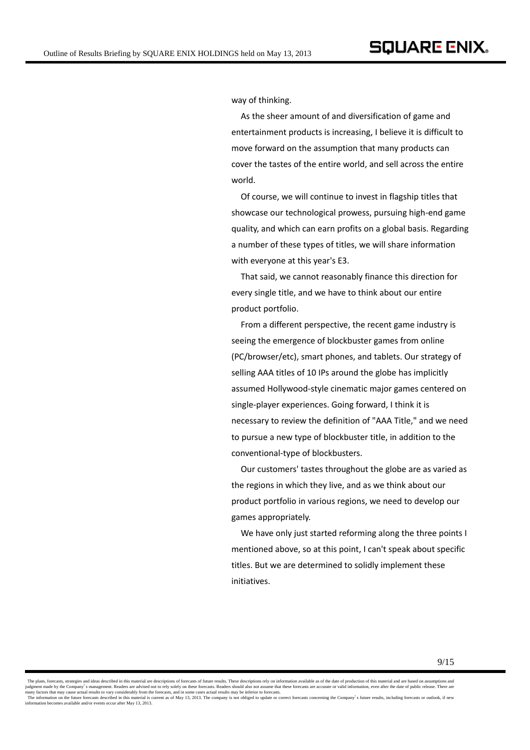way of thinking.

As the sheer amount of and diversification of game and entertainment products is increasing, I believe it is difficult to move forward on the assumption that many products can cover the tastes of the entire world, and sell across the entire world.

Of course, we will continue to invest in flagship titles that showcase our technological prowess, pursuing high-end game quality, and which can earn profits on a global basis. Regarding a number of these types of titles, we will share information with everyone at this year's E3.

That said, we cannot reasonably finance this direction for every single title, and we have to think about our entire product portfolio.

From a different perspective, the recent game industry is seeing the emergence of blockbuster games from online (PC/browser/etc), smart phones, and tablets. Our strategy of selling AAA titles of 10 IPs around the globe has implicitly assumed Hollywood-style cinematic major games centered on single-player experiences. Going forward, I think it is necessary to review the definition of "AAA Title," and we need to pursue a new type of blockbuster title, in addition to the conventional-type of blockbusters.

Our customers' tastes throughout the globe are as varied as the regions in which they live, and as we think about our product portfolio in various regions, we need to develop our games appropriately.

We have only just started reforming along the three points I mentioned above, so at this point, I can't speak about specific titles. But we are determined to solidly implement these initiatives.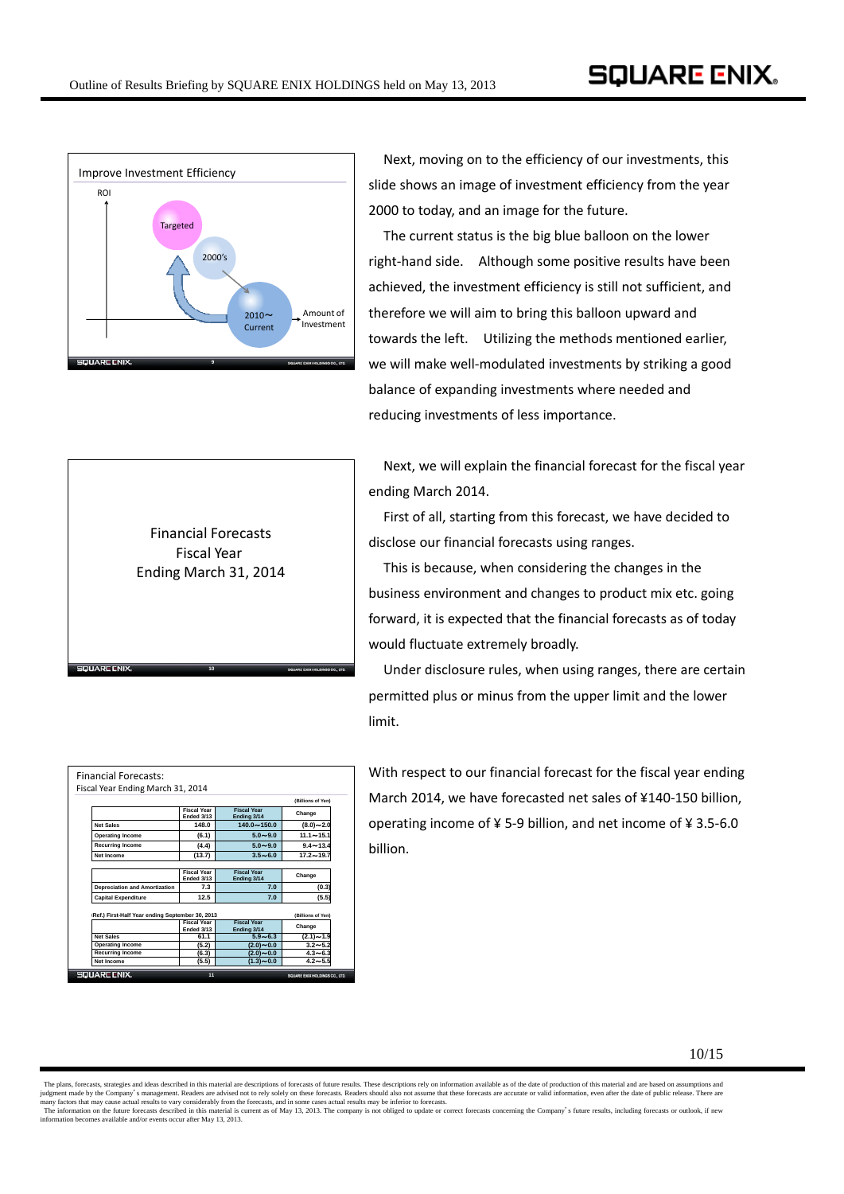## Improve Investment Efficiency

ROI

Targeted

2000's

2010～ Current

Amount of Investment

Next, moving on to the efficiency of our investments, this slide shows an image of investment efficiency from the year 2000 to today, and an image for the future.

The current status is the big blue balloon on the lower right-hand side. Although some positive results have been achieved, the investment efficiency is still not sufficient, and therefore we will aim to bring this balloon upward and towards the left. Utilizing the methods mentioned earlier, we will make well-modulated investments by striking a good balance of expanding investments where needed and reducing investments of less importance.

## Financial Forecasts Fiscal Year Ending March 31, 2014

Next, we will explain the financial forecast for the fiscal year ending March 2014.

First of all, starting from this forecast, we have decided to disclose our financial forecasts using ranges.

This is because, when considering the changes in the business environment and changes to product mix etc. going forward, it is expected that the financial forecasts as of today would fluctuate extremely broadly.

Under disclosure rules, when using ranges, there are certain permitted plus or minus from the upper limit and the lower limit.

## Financial Forecasts: Fiscal Year Ending March 31, 2014

(Billions of Yen)

| | Fiscal Year Ended 3/13 | Fiscal Year Ending 3/14 | Change |
|---|---|---|---|
| Net Sales | 148.0 | 140.0～150.0 | (8.0)～2.0 |
| Operating Income | (6.1) | 5.0～9.0 | 11.1～15.1 |
| Recurring Income | (4.4) | 5.0～9.0 | 9.4～13.4 |
| Net Income | (13.7) | 3.5～6.0 | 17.2～19.7 |

| | Fiscal Year Ended 3/13 | Fiscal Year Ending 3/14 | Change |
|---|---|---|---|
| Depreciation and Amortization | 7.3 | 7.0 | (0.3) |
| Capital Expenditure | 12.5 | 7.0 | (5.5) |

(Ref.) First-Half Year ending September 30, 2013 (Billions of Yen)

| | Fiscal Year Ended 3/13 | Fiscal Year Ending 3/14 | Change |
|---|---|---|---|
| Net Sales | 61.1 | 5.9～6.3 | (2.1)～1.9 |
| Operating Income | (5.2) | (2.0)～0.0 | 3.2～5.2 |
| Recurring Income | (6.3) | (2.0)～0.0 | 4.3～6.3 |
| Net Income | (5.5) | (1.3)～0.0 | 4.2～5.5 |

With respect to our financial forecast for the fiscal year ending March 2014, we have forecasted net sales of ¥140-150 billion, operating income of ¥ 5-9 billion, and net income of ¥ 3.5-6.0 billion.

The plans, forecasts, strategies and ideas described in this material are descriptions of forecasts of future results. These descriptions rely on information available as of the date of production of this material and are based on assumptions and judgment made by the Company's management. Readers are advised not to rely solely on these forecasts. Readers should also not assume that these forecasts are accurate or valid information, even after the date of public release. There are many factors that may cause actual results to vary considerably from the forecasts, and in some cases actual results may be inferior to forecasts.
The information on the future forecasts described in this material is current as of May 13, 2013. The company is not obliged to update or correct forecasts concerning the Company's future results, including forecasts or outlook, if new information becomes available and/or events occur after May 13, 2013.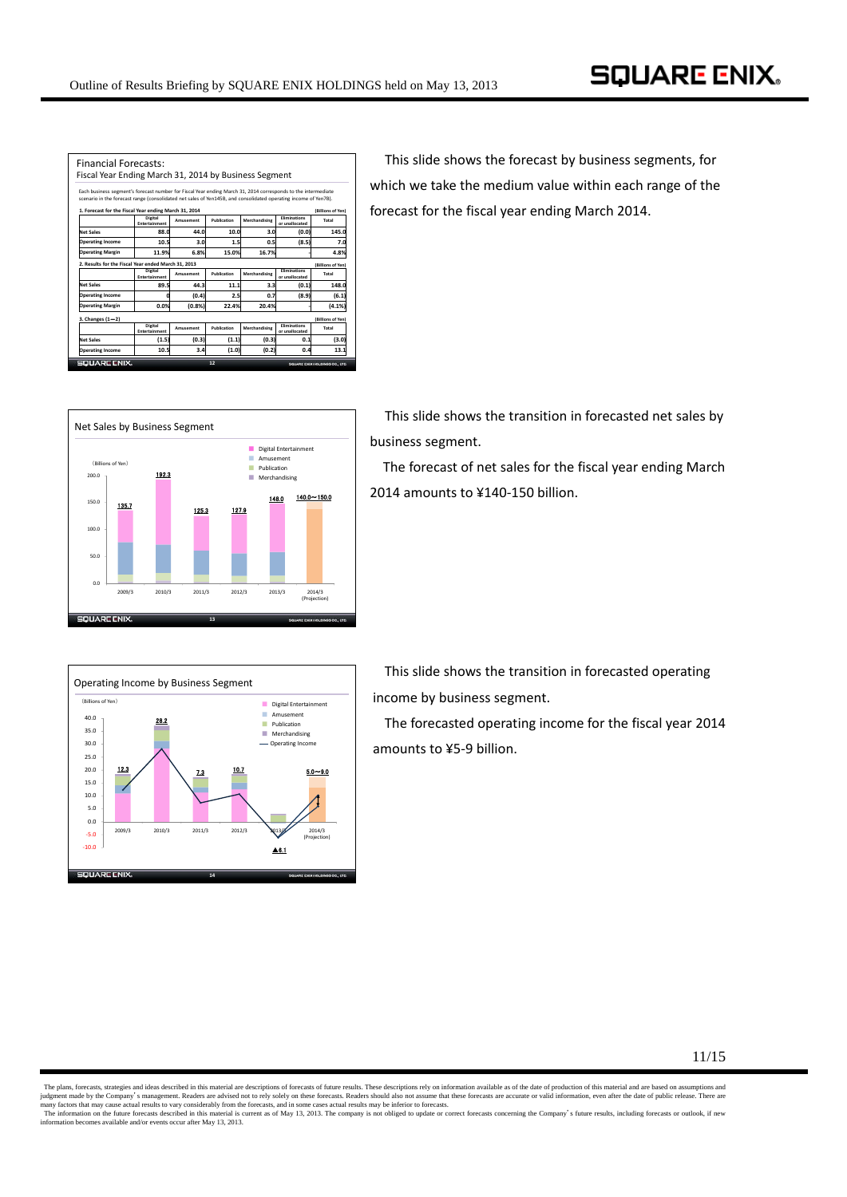Outline of Results Briefing by SQUARE ENIX HOLDINGS held on May 13, 2013

## Financial Forecasts: Fiscal Year Ending March 31, 2014 by Business Segment

Each business segment's forecast number for Fiscal Year ending March 31, 2014 corresponds to the intermediate scenario in the forecast range (consolidated net sales of Yen145B, and consolidated operating income of Yen7B).

**1. Forecast for the Fiscal Year ending March 31, 2014** (Billions of Yen)

| | Digital Entertainment | Amusement | Publication | Merchandising | Eliminations or unallocated | Total |
|---|---|---|---|---|---|---|
| Net Sales | 88.0 | 44.0 | 10.0 | 3.0 | (0.0) | 145.0 |
| Operating Income | 10.5 | 3.0 | 1.5 | 0.5 | (8.5) | 7.0 |
| Operating Margin | 11.9% | 6.8% | 15.0% | 16.7% | - | 4.8% |

**2. Results for the Fiscal Year ended March 31, 2013** (Billions of Yen)

| | Digital Entertainment | Amusement | Publication | Merchandising | Eliminations or unallocated | Total |
|---|---|---|---|---|---|---|
| Net Sales | 89.5 | 44.3 | 11.1 | 3.3 | (0.1) | 148.0 |
| Operating Income | 0 | (0.4) | 2.5 | 0.7 | (8.9) | (6.1) |
| Operating Margin | 0.0% | (0.8%) | 22.4% | 20.4% | - | (4.1%) |

**3. Changes (1−2)** (Billions of Yen)

| | Digital Entertainment | Amusement | Publication | Merchandising | Eliminations or unallocated | Total |
|---|---|---|---|---|---|---|
| Net Sales | (1.5) | (0.3) | (1.1) | (0.3) | 0.1 | (3.0) |
| Operating Income | 10.5 | 3.4 | (1.0) | (0.2) | 0.4 | 13.1 |

This slide shows the forecast by business segments, for which we take the medium value within each range of the forecast for the fiscal year ending March 2014.

## Net Sales by Business Segment

(Billions of Yen)

| | 2009/3 | 2010/3 | 2011/3 | 2012/3 | 2013/3 | 2014/3 (Projection) |
|---|---|---|---|---|---|---|
| Net Sales | 135.7 | 192.3 | 125.3 | 127.9 | 148.0 | 140.0〜150.0 |

This slide shows the transition in forecasted net sales by business segment.

The forecast of net sales for the fiscal year ending March 2014 amounts to ¥140-150 billion.

## Operating Income by Business Segment

(Billions of Yen)

| | 2009/3 | 2010/3 | 2011/3 | 2012/3 | 2013/3 | 2014/3 (Projection) |
|---|---|---|---|---|---|---|
| Operating Income | 12.3 | 28.2 | 7.3 | 10.7 | ▲6.1 | 5.0〜9.0 |

This slide shows the transition in forecasted operating income by business segment.

The forecasted operating income for the fiscal year 2014 amounts to ¥5-9 billion.

The plans, forecasts, strategies and ideas described in this material are descriptions of forecasts of future results. These descriptions rely on information available as of the date of production of this material and are based on assumptions and judgment made by the Company's management. Readers are advised not to rely solely on these forecasts. Readers should also not assume that these forecasts are accurate or valid information, even after the date of public release. There are many factors that may cause actual results to vary considerably from the forecasts, and in some cases actual results may be inferior to forecasts.

The information on the future forecasts described in this material is current as of May 13, 2013. The company is not obliged to update or correct forecasts concerning the Company's future results, including forecasts or outlook, if new information becomes available and/or events occur after May 13, 2013.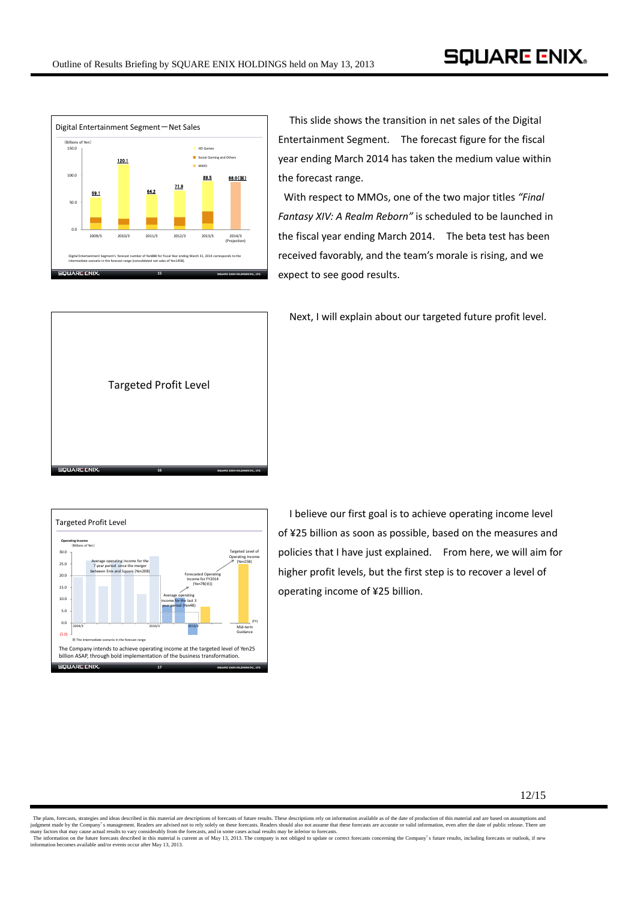### Digital Entertainment Segment－Net Sales

(Billions of Yen)

| Fiscal Year | Net Sales |
|---|---|
| 2009/3 | 59.1 |
| 2010/3 | 120.1 |
| 2011/3 | 64.2 |
| 2012/3 | 71.9 |
| 2013/3 | 89.5 |
| 2014/3 (Projection) | 88.0(※) |

Legend: HD Games / Social Gaming and Others / MMO

Digital Entertainment Segment's forecast number of Yen88B for Fiscal Year ending March 31, 2014 corresponds to the intermediate scenario in the forecast range (consolidated net sales of Yen145B).

This slide shows the transition in net sales of the Digital Entertainment Segment. The forecast figure for the fiscal year ending March 2014 has taken the medium value within the forecast range.

With respect to MMOs, one of the two major titles *"Final Fantasy XIV: A Realm Reborn"* is scheduled to be launched in the fiscal year ending March 2014. The beta test has been received favorably, and the team's morale is rising, and we expect to see good results.

### Targeted Profit Level

Next, I will explain about our targeted future profit level.

### Targeted Profit Level

Operating Income (Billions of Yen)

- Average operating income for the 7 year period since the merger between Enix and Square (Yen20B)
- Average operating income for the last 3 year period (Yen4B)
- Forecasted Operating Income for FY2014 (Yen7B(※))
- Targeted Level of Operating Income (Yen25B) — Mid-term Guidance (FY)

※ The intermediate scenario in the forecast range

The Company intends to achieve operating income at the targeted level of Yen25 billion ASAP, through bold implementation of the business transformation.

I believe our first goal is to achieve operating income level of ¥25 billion as soon as possible, based on the measures and policies that I have just explained. From here, we will aim for higher profit levels, but the first step is to recover a level of operating income of ¥25 billion.

The plans, forecasts, strategies and ideas described in this material are descriptions of forecasts of future results. These descriptions rely on information available as of the date of production of this material and are based on assumptions and judgment made by the Company's management. Readers are advised not to rely solely on these forecasts. Readers should also not assume that these forecasts are accurate or valid information, even after the date of public release. There are many factors that may cause actual results to vary considerably from the forecasts, and in some cases actual results may be inferior to forecasts.
The information on the future forecasts described in this material is current as of May 13, 2013. The company is not obliged to update or correct forecasts concerning the Company's future results, including forecasts or outlook, if new information becomes available and/or events occur after May 13, 2013.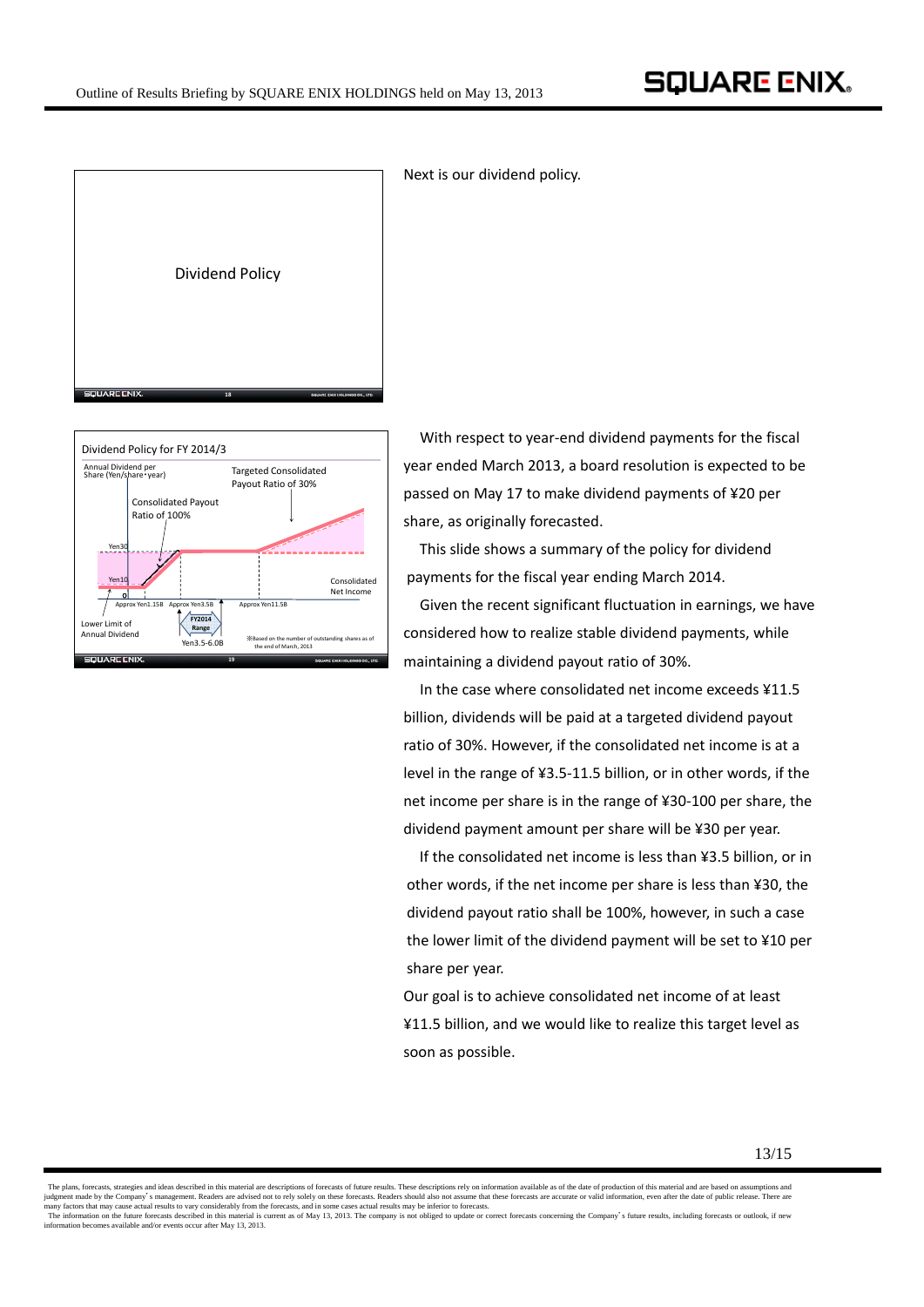Dividend Policy

Next is our dividend policy.

Dividend Policy for FY 2014/3

Annual Dividend per Share (Yen/share・year)

Targeted Consolidated Payout Ratio of 30%

Consolidated Payout Ratio of 100%

Yen30

Yen10

0

Consolidated Net Income

Approx Yen1.15B  Approx Yen3.5B  Approx Yen11.5B

Lower Limit of Annual Dividend

FY2014 Range

Yen3.5-6.0B

※Based on the number of outstanding shares as of the end of March, 2013

With respect to year-end dividend payments for the fiscal year ended March 2013, a board resolution is expected to be passed on May 17 to make dividend payments of ¥20 per share, as originally forecasted.

This slide shows a summary of the policy for dividend payments for the fiscal year ending March 2014.

Given the recent significant fluctuation in earnings, we have considered how to realize stable dividend payments, while maintaining a dividend payout ratio of 30%.

In the case where consolidated net income exceeds ¥11.5 billion, dividends will be paid at a targeted dividend payout ratio of 30%. However, if the consolidated net income is at a level in the range of ¥3.5-11.5 billion, or in other words, if the net income per share is in the range of ¥30-100 per share, the dividend payment amount per share will be ¥30 per year.

If the consolidated net income is less than ¥3.5 billion, or in other words, if the net income per share is less than ¥30, the dividend payout ratio shall be 100%, however, in such a case the lower limit of the dividend payment will be set to ¥10 per share per year.

Our goal is to achieve consolidated net income of at least ¥11.5 billion, and we would like to realize this target level as soon as possible.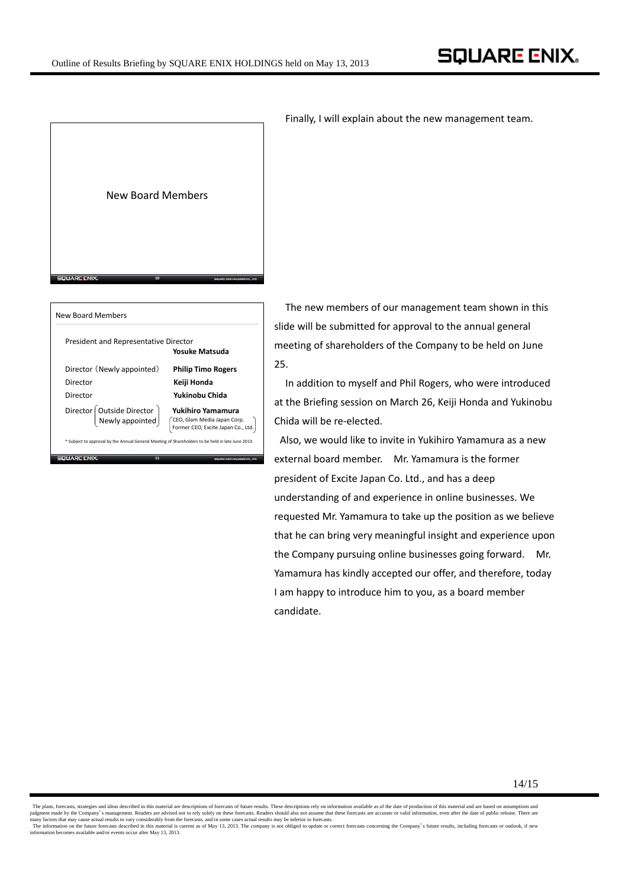## New Board Members

Finally, I will explain about the new management team.

### New Board Members

| Position | Name |
| --- | --- |
| President and Representative Director | **Yosuke Matsuda** |
| Director (Newly appointed) | **Philip Timo Rogers** |
| Director | **Keiji Honda** |
| Director | **Yukinobu Chida** |
| Director (Outside Director, Newly appointed) | **Yukihiro Yamamura** (CEO, Glam Media Japan Corp. Former CEO, Excite Japan Co., Ltd.) |

\* Subject to approval by the Annual General Meeting of Shareholders to be held in late June 2013.

The new members of our management team shown in this slide will be submitted for approval to the annual general meeting of shareholders of the Company to be held on June 25.

In addition to myself and Phil Rogers, who were introduced at the Briefing session on March 26, Keiji Honda and Yukinobu Chida will be re-elected.

Also, we would like to invite in Yukihiro Yamamura as a new external board member. Mr. Yamamura is the former president of Excite Japan Co. Ltd., and has a deep understanding of and experience in online businesses. We requested Mr. Yamamura to take up the position as we believe that he can bring very meaningful insight and experience upon the Company pursuing online businesses going forward. Mr. Yamamura has kindly accepted our offer, and therefore, today I am happy to introduce him to you, as a board member candidate.

The plans, forecasts, strategies and ideas described in this material are descriptions of forecasts of future results. These descriptions rely on information available as of the date of production of this material and are based on assumptions and judgment made by the Company's management. Readers are advised not to rely solely on these forecasts. Readers should also not assume that these forecasts are accurate or valid information, even after the date of public release. There are many factors that may cause actual results to vary considerably from the forecasts, and in some cases actual results may be inferior to forecasts.
The information on the future forecasts described in this material is current as of May 13, 2013. The company is not obliged to update or correct forecasts concerning the Company's future results, including forecasts or outlook, if new information becomes available and/or events occur after May 13, 2013.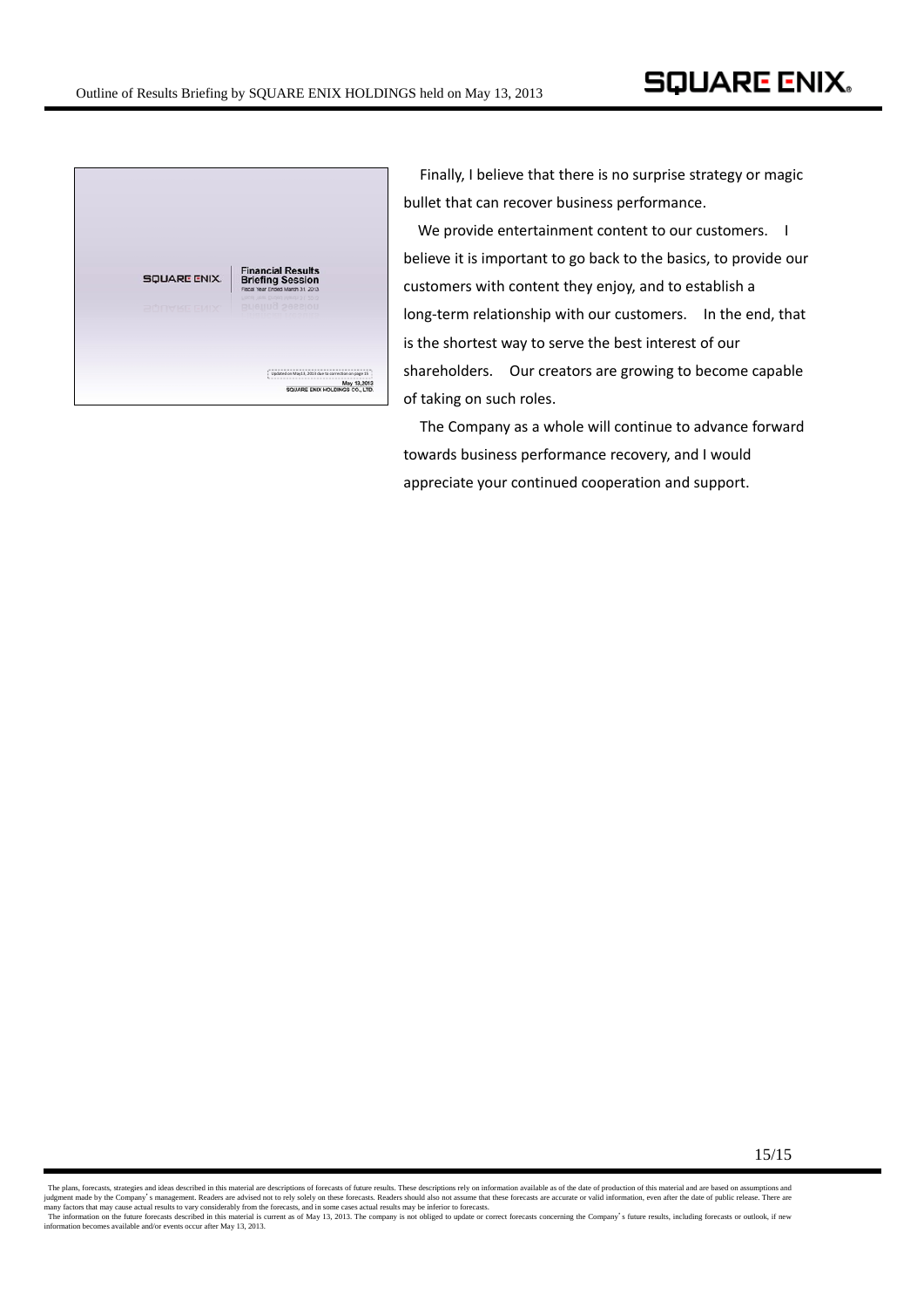Finally, I believe that there is no surprise strategy or magic bullet that can recover business performance.

We provide entertainment content to our customers. I believe it is important to go back to the basics, to provide our customers with content they enjoy, and to establish a long-term relationship with our customers. In the end, that is the shortest way to serve the best interest of our shareholders. Our creators are growing to become capable of taking on such roles.

The Company as a whole will continue to advance forward towards business performance recovery, and I would appreciate your continued cooperation and support.

The plans, forecasts, strategies and ideas described in this material are descriptions of forecasts of future results. These descriptions rely on information available as of the date of production of this material and are based on assumptions and judgment made by the Company's management. Readers are advised not to rely solely on these forecasts. Readers should also not assume that these forecasts are accurate or valid information, even after the date of public release. There are many factors that may cause actual results to vary considerably from the forecasts, and in some cases actual results may be inferior to forecasts.
The information on the future forecasts described in this material is current as of May 13, 2013. The company is not obliged to update or correct forecasts concerning the Company's future results, including forecasts or outlook, if new information becomes available and/or events occur after May 13, 2013.